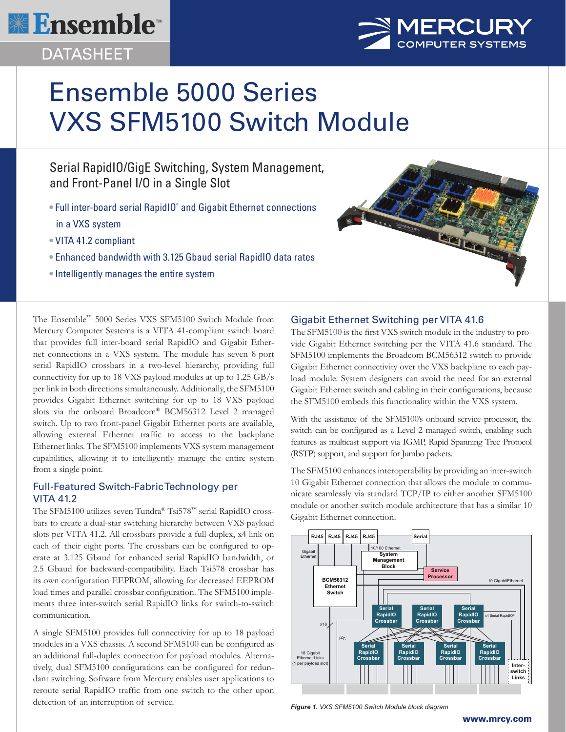Ensemble™

DATASHEET

# Ensemble 5000 Series VXS SFM5100 Switch Module

## Serial RapidIO/GigE Switching, System Management, and Front-Panel I/O in a Single Slot

- Full inter-board serial RapidIO® and Gigabit Ethernet connections in a VXS system
- VITA 41.2 compliant
- Enhanced bandwidth with 3.125 Gbaud serial RapidIO data rates
- Intelligently manages the entire system

The Ensemble™ 5000 Series VXS SFM5100 Switch Module from Mercury Computer Systems is a VITA 41-compliant switch board that provides full inter-board serial RapidIO and Gigabit Ethernet connections in a VXS system. The module has seven 8-port serial RapidIO crossbars in a two-level hierarchy, providing full connectivity for up to 18 VXS payload modules at up to 1.25 GB/s per link in both directions simultaneously. Additionally, the SFM5100 provides Gigabit Ethernet switching for up to 18 VXS payload slots via the onboard Broadcom® BCM56312 Level 2 managed switch. Up to two front-panel Gigabit Ethernet ports are available, allowing external Ethernet traffic to access to the backplane Ethernet links. The SFM5100 implements VXS system management capabilities, allowing it to intelligently manage the entire system from a single point.

### Full-Featured Switch-Fabric Technology per VITA 41.2

The SFM5100 utilizes seven Tundra® Tsi578™ serial RapidIO crossbars to create a dual-star switching hierarchy between VXS payload slots per VITA 41.2. All crossbars provide a full-duplex, x4 link on each of their eight ports. The crossbars can be configured to operate at 3.125 Gbaud for enhanced serial RapidIO bandwidth, or 2.5 Gbaud for backward-compatibility. Each Tsi578 crossbar has its own configuration EEPROM, allowing for decreased EEPROM load times and parallel crossbar configuration. The SFM5100 implements three inter-switch serial RapidIO links for switch-to-switch communication.

A single SFM5100 provides full connectivity for up to 18 payload modules in a VXS chassis. A second SFM5100 can be configured as an additional full-duplex connection for payload modules. Alternatively, dual SFM5100 configurations can be configured for redundant switching. Software from Mercury enables user applications to reroute serial RapidIO traffic from one switch to the other upon detection of an interruption of service.

### Gigabit Ethernet Switching per VITA 41.6

The SFM5100 is the first VXS switch module in the industry to provide Gigabit Ethernet switching per the VITA 41.6 standard. The SFM5100 implements the Broadcom BCM56312 switch to provide Gigabit Ethernet connectivity over the VXS backplane to each payload module. System designers can avoid the need for an external Gigabit Ethernet switch and cabling in their configurations, because the SFM5100 embeds this functionality within the VXS system.

With the assistance of the SFM5100's onboard service processor, the switch can be configured as a Level 2 managed switch, enabling such features as multicast support via IGMP, Rapid Spanning Tree Protocol (RSTP) support, and support for Jumbo packets.

The SFM5100 enhances interoperability by providing an inter-switch 10 Gigabit Ethernet connection that allows the module to communicate seamlessly via standard TCP/IP to either another SFM5100 module or another switch module architecture that has a similar 10 Gigabit Ethernet connection.

*Figure 1. VXS SFM5100 Switch Module block diagram*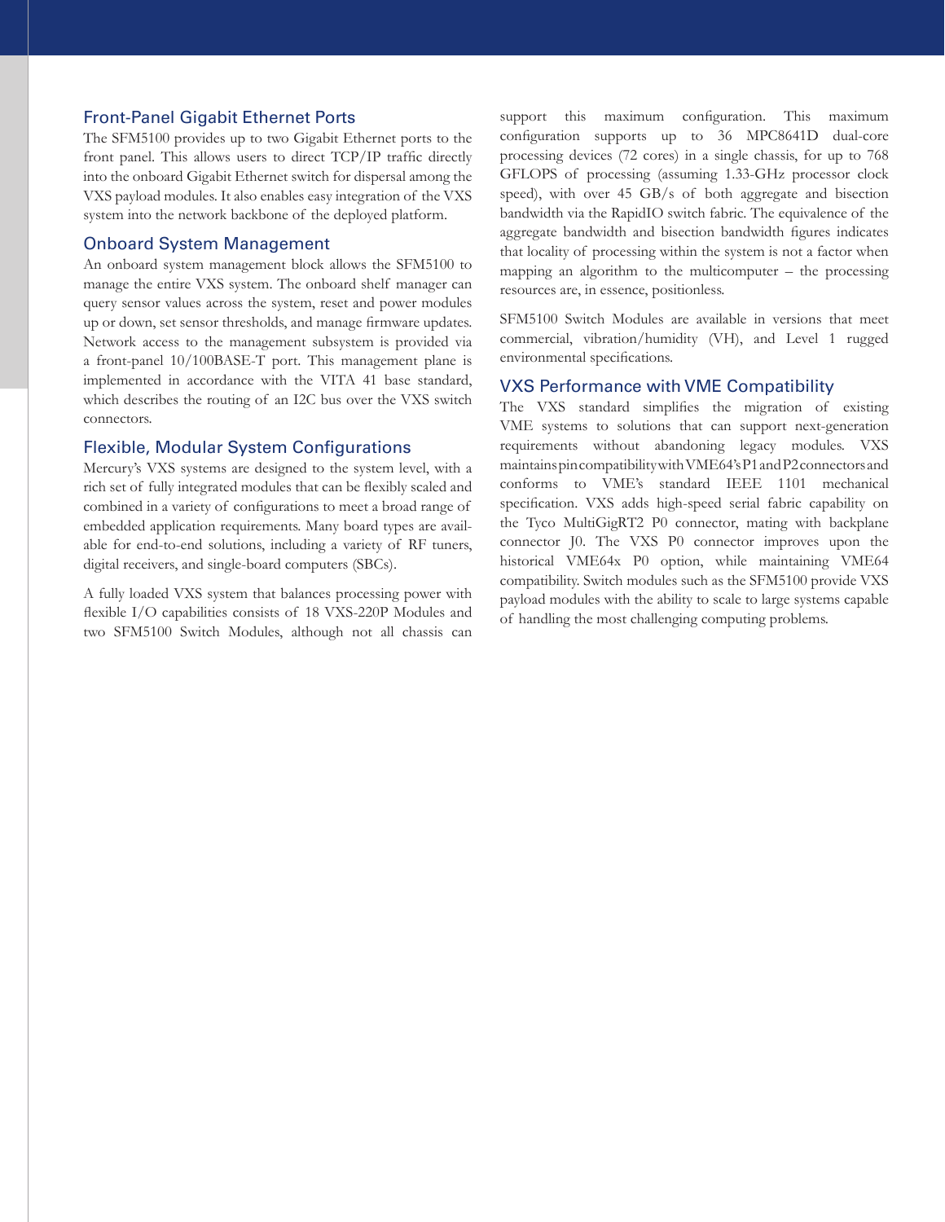## Front-Panel Gigabit Ethernet Ports

The SFM5100 provides up to two Gigabit Ethernet ports to the front panel. This allows users to direct TCP/IP traffic directly into the onboard Gigabit Ethernet switch for dispersal among the VXS payload modules. It also enables easy integration of the VXS system into the network backbone of the deployed platform.

## Onboard System Management

An onboard system management block allows the SFM5100 to manage the entire VXS system. The onboard shelf manager can query sensor values across the system, reset and power modules up or down, set sensor thresholds, and manage firmware updates. Network access to the management subsystem is provided via a front-panel 10/100BASE-T port. This management plane is implemented in accordance with the VITA 41 base standard, which describes the routing of an I2C bus over the VXS switch connectors.

## Flexible, Modular System Configurations

Mercury's VXS systems are designed to the system level, with a rich set of fully integrated modules that can be flexibly scaled and combined in a variety of configurations to meet a broad range of embedded application requirements. Many board types are available for end-to-end solutions, including a variety of RF tuners, digital receivers, and single-board computers (SBCs).

A fully loaded VXS system that balances processing power with flexible I/O capabilities consists of 18 VXS-220P Modules and two SFM5100 Switch Modules, although not all chassis can support this maximum configuration. This maximum configuration supports up to 36 MPC8641D dual-core processing devices (72 cores) in a single chassis, for up to 768 GFLOPS of processing (assuming 1.33-GHz processor clock speed), with over 45 GB/s of both aggregate and bisection bandwidth via the RapidIO switch fabric. The equivalence of the aggregate bandwidth and bisection bandwidth figures indicates that locality of processing within the system is not a factor when mapping an algorithm to the multicomputer – the processing resources are, in essence, positionless.

SFM5100 Switch Modules are available in versions that meet commercial, vibration/humidity (VH), and Level 1 rugged environmental specifications.

## VXS Performance with VME Compatibility

The VXS standard simplifies the migration of existing VME systems to solutions that can support next-generation requirements without abandoning legacy modules. VXS maintains pin compatibility with VME64's P1 and P2 connectors and conforms to VME's standard IEEE 1101 mechanical specification. VXS adds high-speed serial fabric capability on the Tyco MultiGigRT2 P0 connector, mating with backplane connector J0. The VXS P0 connector improves upon the historical VME64x P0 option, while maintaining VME64 compatibility. Switch modules such as the SFM5100 provide VXS payload modules with the ability to scale to large systems capable of handling the most challenging computing problems.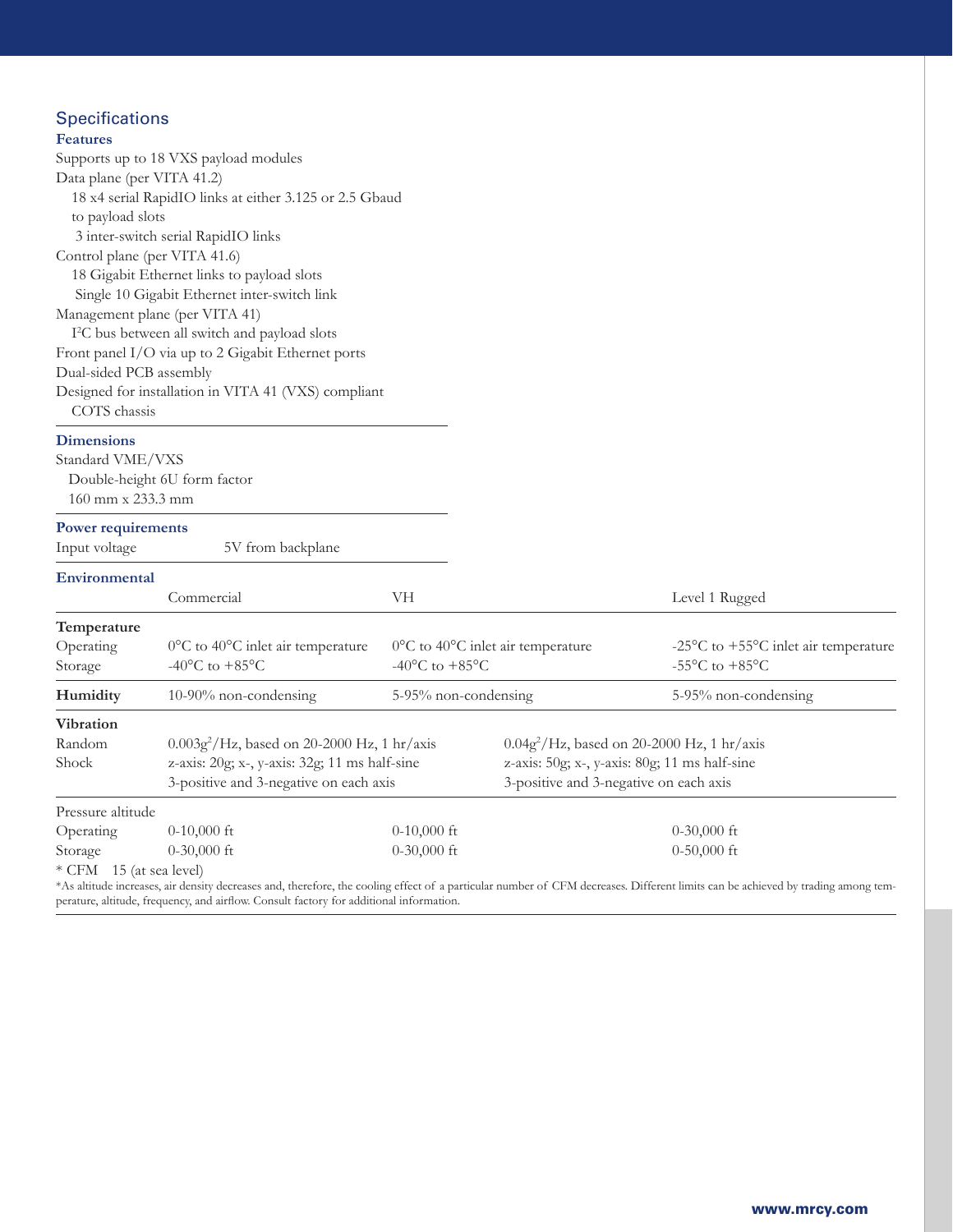## Specifications

### Features

Supports up to 18 VXS payload modules

Data plane (per VITA 41.2)
- 18 x4 serial RapidIO links at either 3.125 or 2.5 Gbaud to payload slots
- 3 inter-switch serial RapidIO links

Control plane (per VITA 41.6)
- 18 Gigabit Ethernet links to payload slots
- Single 10 Gigabit Ethernet inter-switch link

Management plane (per VITA 41)
- $I^2C$ bus between all switch and payload slots

Front panel I/O via up to 2 Gigabit Ethernet ports

Dual-sided PCB assembly

Designed for installation in VITA 41 (VXS) compliant COTS chassis

### Dimensions

Standard VME/VXS
- Double-height 6U form factor
- 160 mm x 233.3 mm

### Power requirements

| Input voltage | 5V from backplane |
|---|---|

### Environmental

| | Commercial | VH | Level 1 Rugged |
|---|---|---|---|
| **Temperature** | | | |
| Operating | 0°C to 40°C inlet air temperature | 0°C to 40°C inlet air temperature | -25°C to +55°C inlet air temperature |
| Storage | -40°C to +85°C | -40°C to +85°C | -55°C to +85°C |
| **Humidity** | 10-90% non-condensing | 5-95% non-condensing | 5-95% non-condensing |
| **Vibration** | | | |
| Random | $0.003g^2$/Hz, based on 20-2000 Hz, 1 hr/axis | | $0.04g^2$/Hz, based on 20-2000 Hz, 1 hr/axis |
| Shock | z-axis: 20g; x-, y-axis: 32g; 11 ms half-sine 3-positive and 3-negative on each axis | | z-axis: 50g; x-, y-axis: 80g; 11 ms half-sine 3-positive and 3-negative on each axis |
| Pressure altitude | | | |
| Operating | 0-10,000 ft | 0-10,000 ft | 0-30,000 ft |
| Storage | 0-30,000 ft | 0-30,000 ft | 0-50,000 ft |
| * CFM | 15 (at sea level) | | |

*As altitude increases, air density decreases and, therefore, the cooling effect of a particular number of CFM decreases. Different limits can be achieved by trading among temperature, altitude, frequency, and airflow. Consult factory for additional information.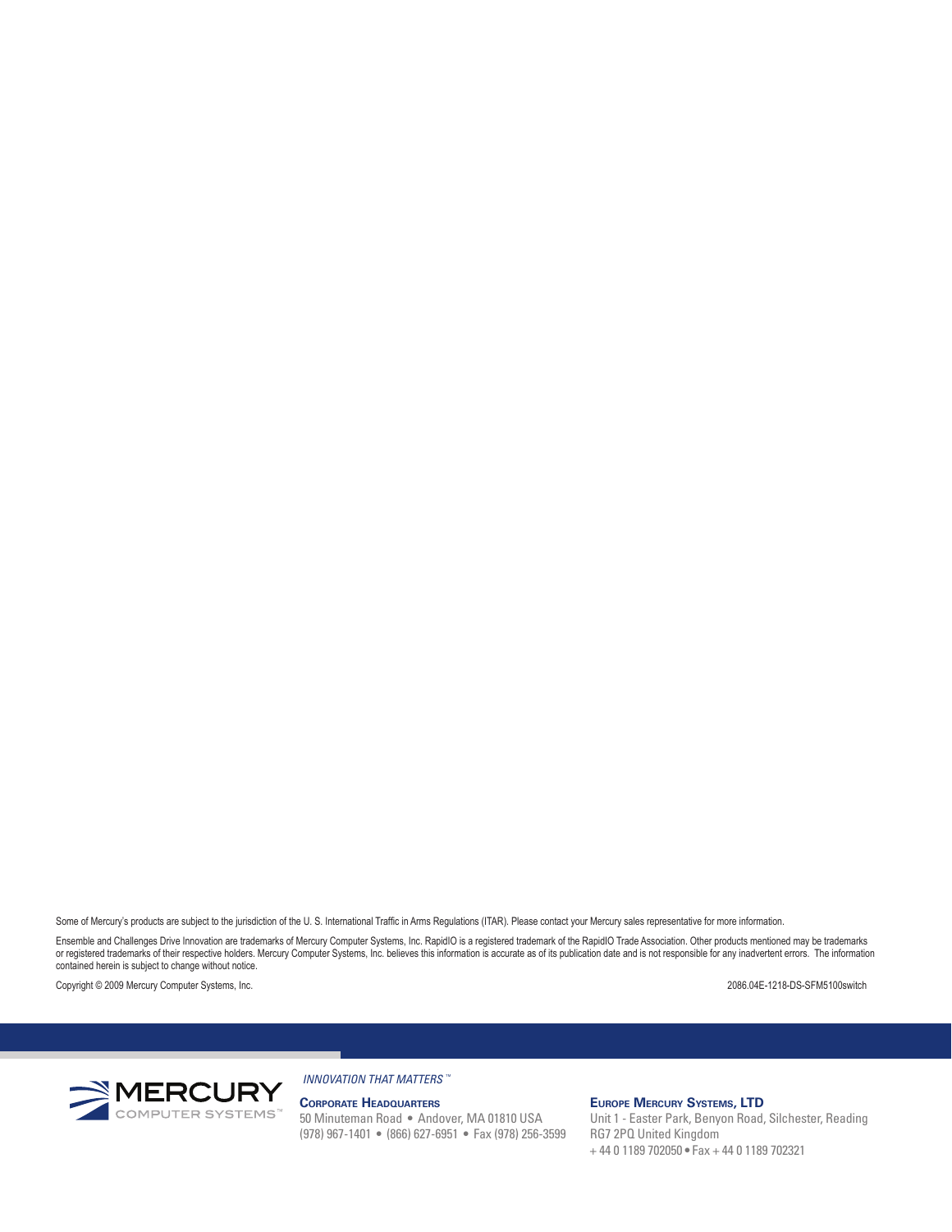Some of Mercury's products are subject to the jurisdiction of the U. S. International Traffic in Arms Regulations (ITAR). Please contact your Mercury sales representative for more information.

Ensemble and Challenges Drive Innovation are trademarks of Mercury Computer Systems, Inc. RapidIO is a registered trademark of the RapidIO Trade Association. Other products mentioned may be trademarks or registered trademarks of their respective holders. Mercury Computer Systems, Inc. believes this information is accurate as of its publication date and is not responsible for any inadvertent errors. The information contained herein is subject to change without notice.

Copyright © 2009 Mercury Computer Systems, Inc.

2086.04E-1218-DS-SFM5100switch

MERCURY COMPUTER SYSTEMS™

*INNOVATION THAT MATTERS™*

**Corporate Headquarters**
50 Minuteman Road • Andover, MA 01810 USA
(978) 967-1401 • (866) 627-6951 • Fax (978) 256-3599

**Europe Mercury Systems, LTD**
Unit 1 - Easter Park, Benyon Road, Silchester, Reading
RG7 2PQ United Kingdom
+ 44 0 1189 702050 • Fax + 44 0 1189 702321